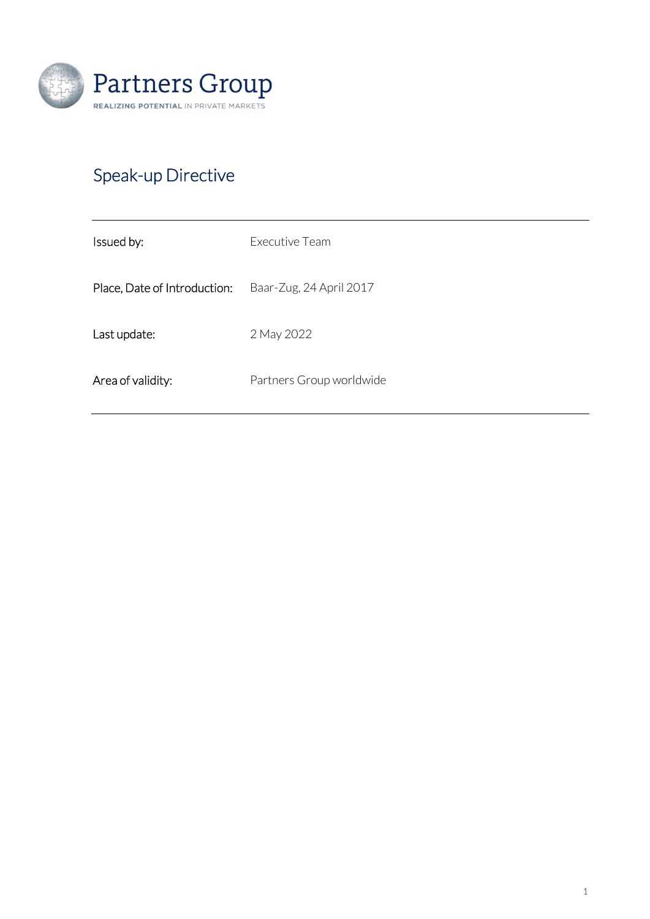Partners Group

REALIZING POTENTIAL IN PRIVATE MARKETS

# Speak-up Directive

| | |
|---|---|
| Issued by: | Executive Team |
| Place, Date of Introduction: | Baar-Zug, 24 April 2017 |
| Last update: | 2 May 2022 |
| Area of validity: | Partners Group worldwide |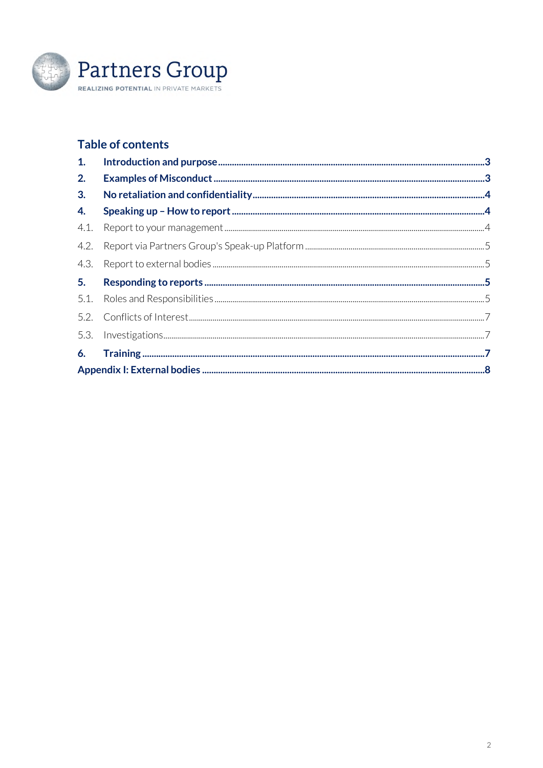Partners Group
REALIZING POTENTIAL IN PRIVATE MARKETS

## Table of contents

**1. Introduction and purpose ... 3**

**2. Examples of Misconduct ... 3**

**3. No retaliation and confidentiality ... 4**

**4. Speaking up – How to report ... 4**

4.1. Report to your management ... 4

4.2. Report via Partners Group's Speak-up Platform ... 5

4.3. Report to external bodies ... 5

**5. Responding to reports ... 5**

5.1. Roles and Responsibilities ... 5

5.2. Conflicts of Interest ... 7

5.3. Investigations ... 7

**6. Training ... 7**

**Appendix I: External bodies ... 8**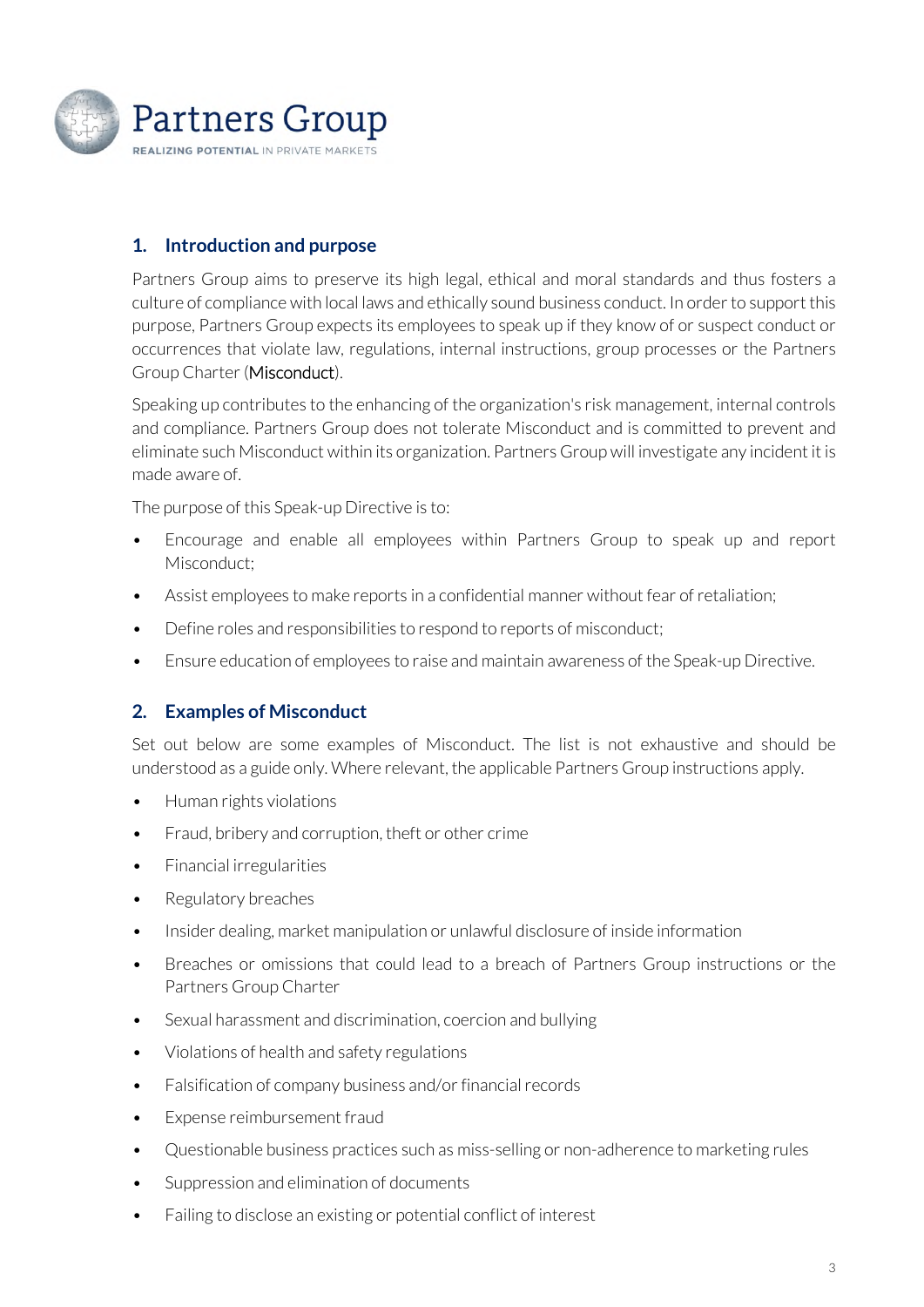## 1. Introduction and purpose

Partners Group aims to preserve its high legal, ethical and moral standards and thus fosters a culture of compliance with local laws and ethically sound business conduct. In order to support this purpose, Partners Group expects its employees to speak up if they know of or suspect conduct or occurrences that violate law, regulations, internal instructions, group processes or the Partners Group Charter (Misconduct).

Speaking up contributes to the enhancing of the organization's risk management, internal controls and compliance. Partners Group does not tolerate Misconduct and is committed to prevent and eliminate such Misconduct within its organization. Partners Group will investigate any incident it is made aware of.

The purpose of this Speak-up Directive is to:

- Encourage and enable all employees within Partners Group to speak up and report Misconduct;
- Assist employees to make reports in a confidential manner without fear of retaliation;
- Define roles and responsibilities to respond to reports of misconduct;
- Ensure education of employees to raise and maintain awareness of the Speak-up Directive.

## 2. Examples of Misconduct

Set out below are some examples of Misconduct. The list is not exhaustive and should be understood as a guide only. Where relevant, the applicable Partners Group instructions apply.

- Human rights violations
- Fraud, bribery and corruption, theft or other crime
- Financial irregularities
- Regulatory breaches
- Insider dealing, market manipulation or unlawful disclosure of inside information
- Breaches or omissions that could lead to a breach of Partners Group instructions or the Partners Group Charter
- Sexual harassment and discrimination, coercion and bullying
- Violations of health and safety regulations
- Falsification of company business and/or financial records
- Expense reimbursement fraud
- Questionable business practices such as miss-selling or non-adherence to marketing rules
- Suppression and elimination of documents
- Failing to disclose an existing or potential conflict of interest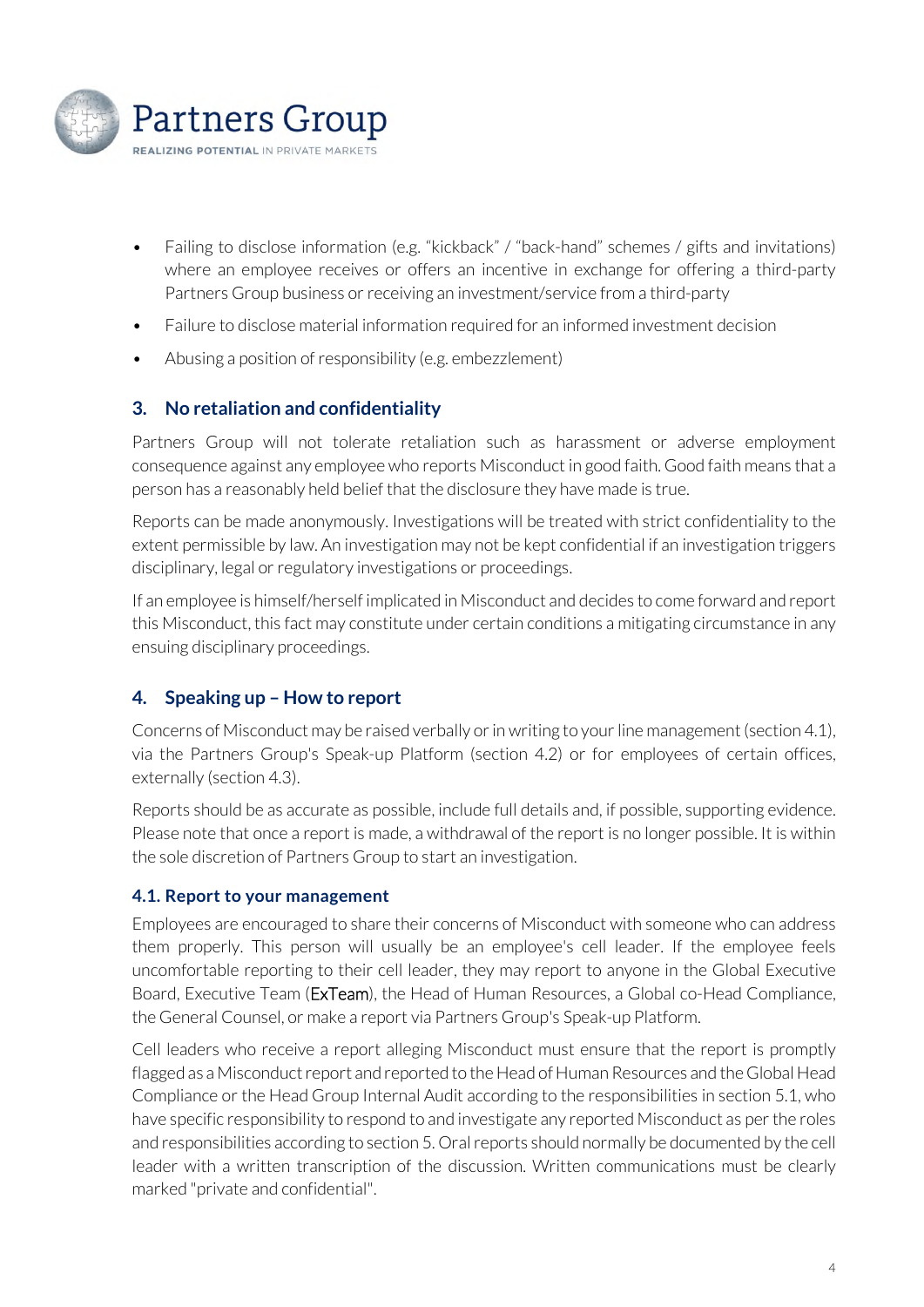- Failing to disclose information (e.g. "kickback" / "back-hand" schemes / gifts and invitations) where an employee receives or offers an incentive in exchange for offering a third-party Partners Group business or receiving an investment/service from a third-party
- Failure to disclose material information required for an informed investment decision
- Abusing a position of responsibility (e.g. embezzlement)

## 3. No retaliation and confidentiality

Partners Group will not tolerate retaliation such as harassment or adverse employment consequence against any employee who reports Misconduct in good faith. Good faith means that a person has a reasonably held belief that the disclosure they have made is true.

Reports can be made anonymously. Investigations will be treated with strict confidentiality to the extent permissible by law. An investigation may not be kept confidential if an investigation triggers disciplinary, legal or regulatory investigations or proceedings.

If an employee is himself/herself implicated in Misconduct and decides to come forward and report this Misconduct, this fact may constitute under certain conditions a mitigating circumstance in any ensuing disciplinary proceedings.

## 4. Speaking up – How to report

Concerns of Misconduct may be raised verbally or in writing to your line management (section 4.1), via the Partners Group's Speak-up Platform (section 4.2) or for employees of certain offices, externally (section 4.3).

Reports should be as accurate as possible, include full details and, if possible, supporting evidence. Please note that once a report is made, a withdrawal of the report is no longer possible. It is within the sole discretion of Partners Group to start an investigation.

### 4.1. Report to your management

Employees are encouraged to share their concerns of Misconduct with someone who can address them properly. This person will usually be an employee's cell leader. If the employee feels uncomfortable reporting to their cell leader, they may report to anyone in the Global Executive Board, Executive Team (ExTeam), the Head of Human Resources, a Global co-Head Compliance, the General Counsel, or make a report via Partners Group's Speak-up Platform.

Cell leaders who receive a report alleging Misconduct must ensure that the report is promptly flagged as a Misconduct report and reported to the Head of Human Resources and the Global Head Compliance or the Head Group Internal Audit according to the responsibilities in section 5.1, who have specific responsibility to respond to and investigate any reported Misconduct as per the roles and responsibilities according to section 5. Oral reports should normally be documented by the cell leader with a written transcription of the discussion. Written communications must be clearly marked "private and confidential".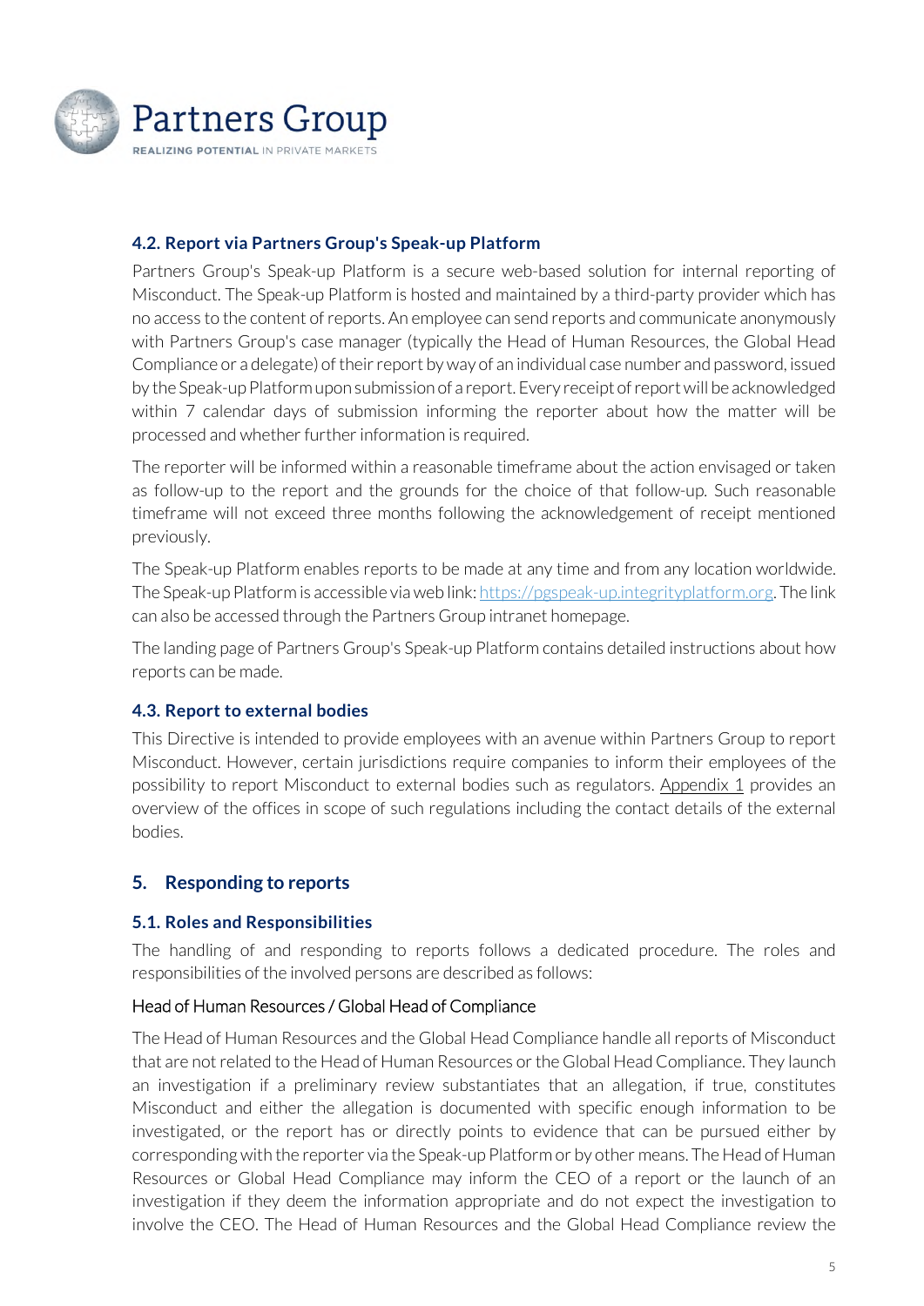### 4.2. Report via Partners Group's Speak-up Platform

Partners Group's Speak-up Platform is a secure web-based solution for internal reporting of Misconduct. The Speak-up Platform is hosted and maintained by a third-party provider which has no access to the content of reports. An employee can send reports and communicate anonymously with Partners Group's case manager (typically the Head of Human Resources, the Global Head Compliance or a delegate) of their report by way of an individual case number and password, issued by the Speak-up Platform upon submission of a report. Every receipt of report will be acknowledged within 7 calendar days of submission informing the reporter about how the matter will be processed and whether further information is required.

The reporter will be informed within a reasonable timeframe about the action envisaged or taken as follow-up to the report and the grounds for the choice of that follow-up. Such reasonable timeframe will not exceed three months following the acknowledgement of receipt mentioned previously.

The Speak-up Platform enables reports to be made at any time and from any location worldwide. The Speak-up Platform is accessible via web link: https://pgspeak-up.integrityplatform.org. The link can also be accessed through the Partners Group intranet homepage.

The landing page of Partners Group's Speak-up Platform contains detailed instructions about how reports can be made.

### 4.3. Report to external bodies

This Directive is intended to provide employees with an avenue within Partners Group to report Misconduct. However, certain jurisdictions require companies to inform their employees of the possibility to report Misconduct to external bodies such as regulators. Appendix 1 provides an overview of the offices in scope of such regulations including the contact details of the external bodies.

## 5. Responding to reports

### 5.1. Roles and Responsibilities

The handling of and responding to reports follows a dedicated procedure. The roles and responsibilities of the involved persons are described as follows:

Head of Human Resources / Global Head of Compliance

The Head of Human Resources and the Global Head Compliance handle all reports of Misconduct that are not related to the Head of Human Resources or the Global Head Compliance. They launch an investigation if a preliminary review substantiates that an allegation, if true, constitutes Misconduct and either the allegation is documented with specific enough information to be investigated, or the report has or directly points to evidence that can be pursued either by corresponding with the reporter via the Speak-up Platform or by other means. The Head of Human Resources or Global Head Compliance may inform the CEO of a report or the launch of an investigation if they deem the information appropriate and do not expect the investigation to involve the CEO. The Head of Human Resources and the Global Head Compliance review the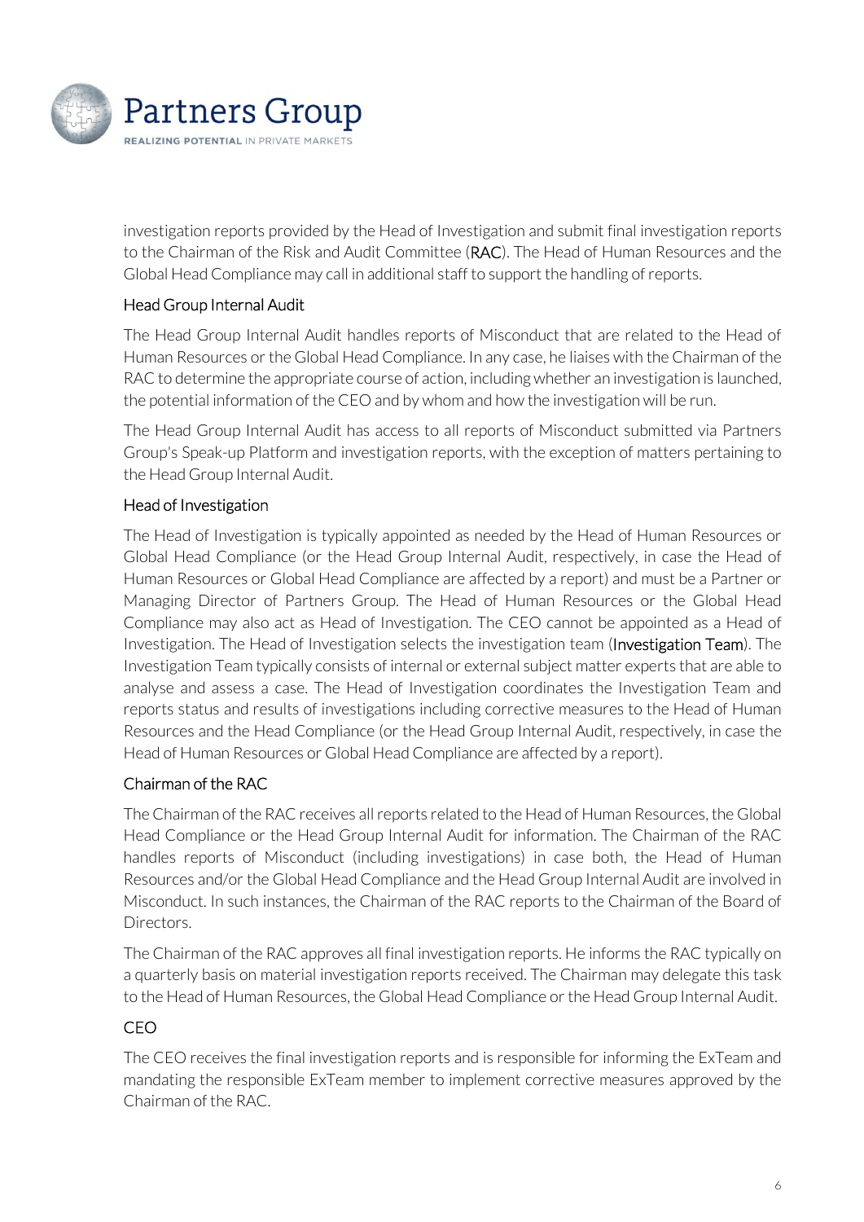investigation reports provided by the Head of Investigation and submit final investigation reports to the Chairman of the Risk and Audit Committee (**RAC**). The Head of Human Resources and the Global Head Compliance may call in additional staff to support the handling of reports.

### Head Group Internal Audit

The Head Group Internal Audit handles reports of Misconduct that are related to the Head of Human Resources or the Global Head Compliance. In any case, he liaises with the Chairman of the RAC to determine the appropriate course of action, including whether an investigation is launched, the potential information of the CEO and by whom and how the investigation will be run.

The Head Group Internal Audit has access to all reports of Misconduct submitted via Partners Group's Speak-up Platform and investigation reports, with the exception of matters pertaining to the Head Group Internal Audit.

### Head of Investigation

The Head of Investigation is typically appointed as needed by the Head of Human Resources or Global Head Compliance (or the Head Group Internal Audit, respectively, in case the Head of Human Resources or Global Head Compliance are affected by a report) and must be a Partner or Managing Director of Partners Group. The Head of Human Resources or the Global Head Compliance may also act as Head of Investigation. The CEO cannot be appointed as a Head of Investigation. The Head of Investigation selects the investigation team (**Investigation Team**). The Investigation Team typically consists of internal or external subject matter experts that are able to analyse and assess a case. The Head of Investigation coordinates the Investigation Team and reports status and results of investigations including corrective measures to the Head of Human Resources and the Head Compliance (or the Head Group Internal Audit, respectively, in case the Head of Human Resources or Global Head Compliance are affected by a report).

### Chairman of the RAC

The Chairman of the RAC receives all reports related to the Head of Human Resources, the Global Head Compliance or the Head Group Internal Audit for information. The Chairman of the RAC handles reports of Misconduct (including investigations) in case both, the Head of Human Resources and/or the Global Head Compliance and the Head Group Internal Audit are involved in Misconduct. In such instances, the Chairman of the RAC reports to the Chairman of the Board of Directors.

The Chairman of the RAC approves all final investigation reports. He informs the RAC typically on a quarterly basis on material investigation reports received. The Chairman may delegate this task to the Head of Human Resources, the Global Head Compliance or the Head Group Internal Audit.

### CEO

The CEO receives the final investigation reports and is responsible for informing the ExTeam and mandating the responsible ExTeam member to implement corrective measures approved by the Chairman of the RAC.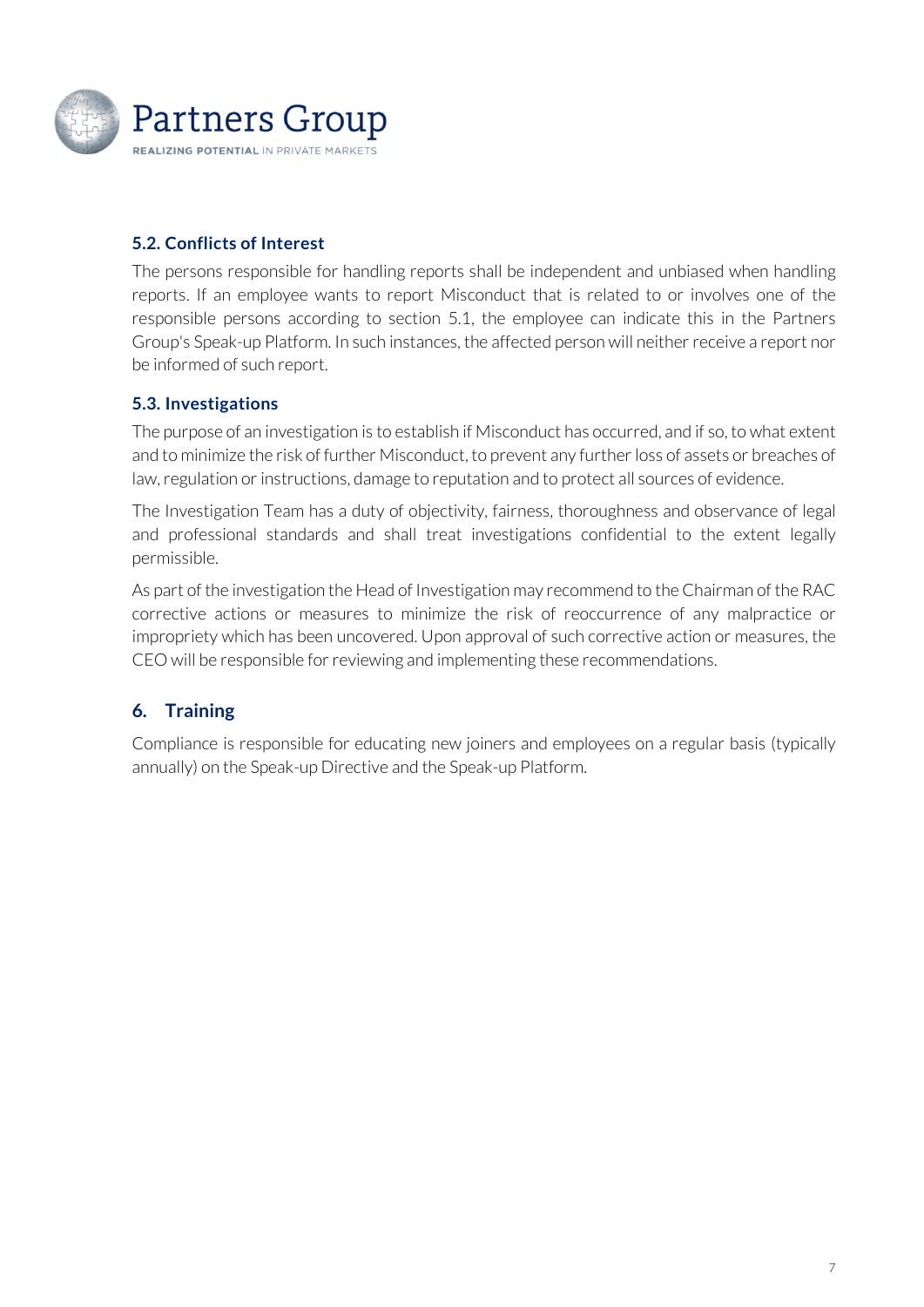### 5.2. Conflicts of Interest

The persons responsible for handling reports shall be independent and unbiased when handling reports. If an employee wants to report Misconduct that is related to or involves one of the responsible persons according to section 5.1, the employee can indicate this in the Partners Group's Speak-up Platform. In such instances, the affected person will neither receive a report nor be informed of such report.

### 5.3. Investigations

The purpose of an investigation is to establish if Misconduct has occurred, and if so, to what extent and to minimize the risk of further Misconduct, to prevent any further loss of assets or breaches of law, regulation or instructions, damage to reputation and to protect all sources of evidence.

The Investigation Team has a duty of objectivity, fairness, thoroughness and observance of legal and professional standards and shall treat investigations confidential to the extent legally permissible.

As part of the investigation the Head of Investigation may recommend to the Chairman of the RAC corrective actions or measures to minimize the risk of reoccurrence of any malpractice or impropriety which has been uncovered. Upon approval of such corrective action or measures, the CEO will be responsible for reviewing and implementing these recommendations.

## 6. Training

Compliance is responsible for educating new joiners and employees on a regular basis (typically annually) on the Speak-up Directive and the Speak-up Platform.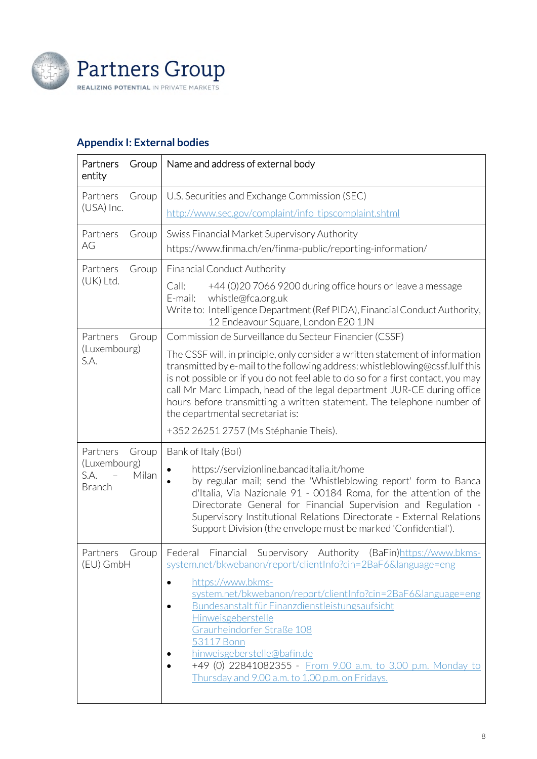## Appendix I: External bodies

| Partners Group entity | Name and address of external body |
|---|---|
| Partners Group (USA) Inc. | U.S. Securities and Exchange Commission (SEC)<br>http://www.sec.gov/complaint/info_tipscomplaint.shtml |
| Partners Group AG | Swiss Financial Market Supervisory Authority<br>https://www.finma.ch/en/finma-public/reporting-information/ |
| Partners Group (UK) Ltd. | Financial Conduct Authority<br>Call: +44 (0)20 7066 9200 during office hours or leave a message<br>E-mail: whistle@fca.org.uk<br>Write to: Intelligence Department (Ref PIDA), Financial Conduct Authority, 12 Endeavour Square, London E20 1JN |
| Partners Group (Luxembourg) S.A. | Commission de Surveillance du Secteur Financier (CSSF)<br>The CSSF will, in principle, only consider a written statement of information transmitted by e-mail to the following address: whistleblowing@cssf.luIf this is not possible or if you do not feel able to do so for a first contact, you may call Mr Marc Limpach, head of the legal department JUR-CE during office hours before transmitting a written statement. The telephone number of the departmental secretariat is:<br>+352 26251 2757 (Ms Stéphanie Theis). |
| Partners Group (Luxembourg) S.A. – Milan Branch | Bank of Italy (BoI)<br>• https://servizionline.bancaditalia.it/home<br>• by regular mail; send the 'Whistleblowing report' form to Banca d'Italia, Via Nazionale 91 - 00184 Roma, for the attention of the Directorate General for Financial Supervision and Regulation - Supervisory Institutional Relations Directorate - External Relations Support Division (the envelope must be marked 'Confidential'). |
| Partners Group (EU) GmbH | Federal Financial Supervisory Authority (BaFin)https://www.bkms-system.net/bkwebanon/report/clientInfo?cin=2BaF6&language=eng<br>• https://www.bkms-system.net/bkwebanon/report/clientInfo?cin=2BaF6&language=eng<br>• Bundesanstalt für Finanzdienstleistungsaufsicht Hinweisgeberstelle Graurheindorfer Straße 108 53117 Bonn<br>• hinweisgeberstelle@bafin.de<br>• +49 (0) 22841082355 - From 9.00 a.m. to 3.00 p.m. Monday to Thursday and 9.00 a.m. to 1.00 p.m. on Fridays. |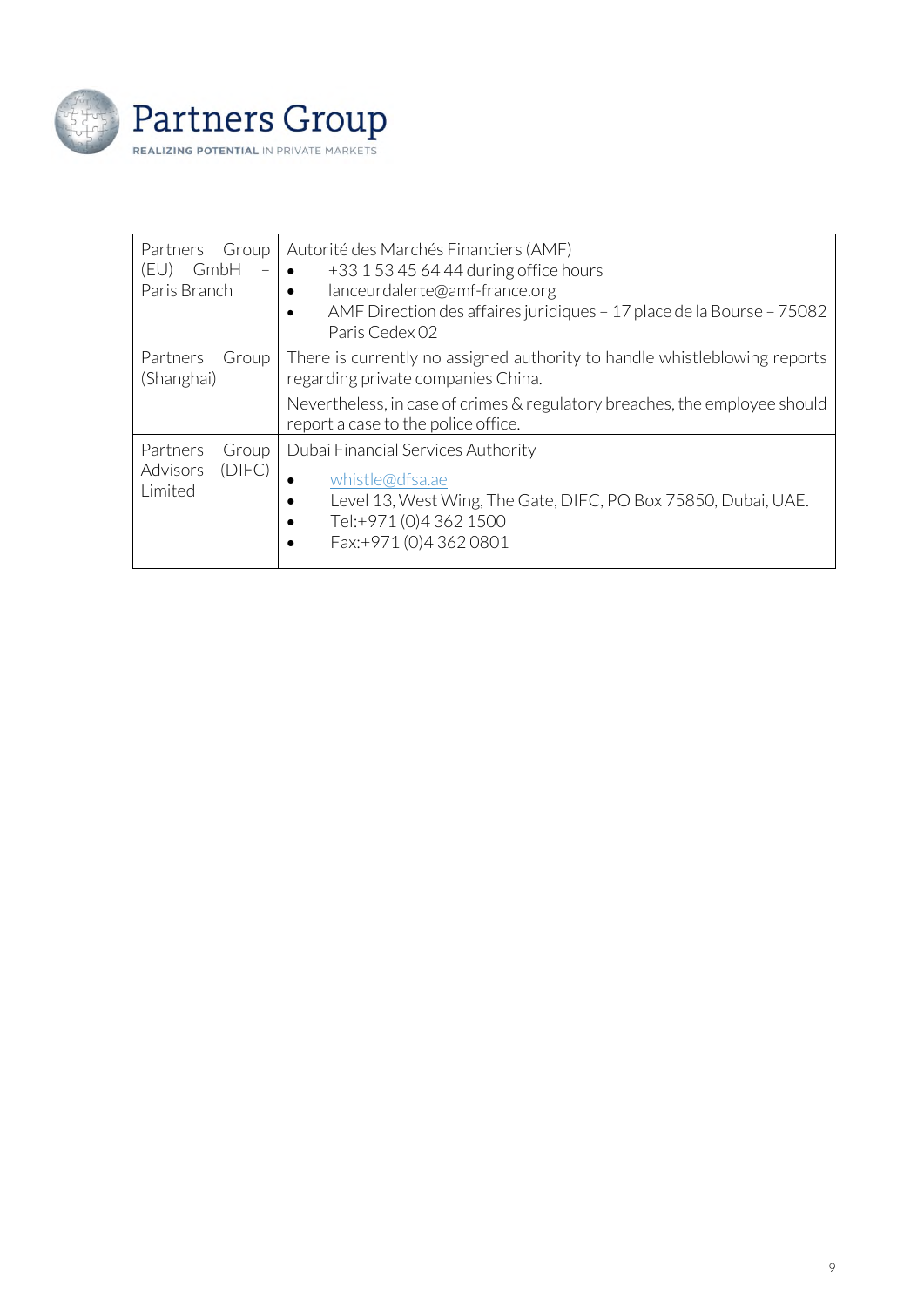| | |
|---|---|
| Partners Group (EU) GmbH – Paris Branch | Autorité des Marchés Financiers (AMF)<br>• +33 1 53 45 64 44 during office hours<br>• lanceurdalerte@amf-france.org<br>• AMF Direction des affaires juridiques – 17 place de la Bourse – 75082 Paris Cedex 02 |
| Partners Group (Shanghai) | There is currently no assigned authority to handle whistleblowing reports regarding private companies China.<br>Nevertheless, in case of crimes & regulatory breaches, the employee should report a case to the police office. |
| Partners Group Advisors (DIFC) Limited | Dubai Financial Services Authority<br>• whistle@dfsa.ae<br>• Level 13, West Wing, The Gate, DIFC, PO Box 75850, Dubai, UAE.<br>• Tel:+971 (0)4 362 1500<br>• Fax:+971 (0)4 362 0801 |